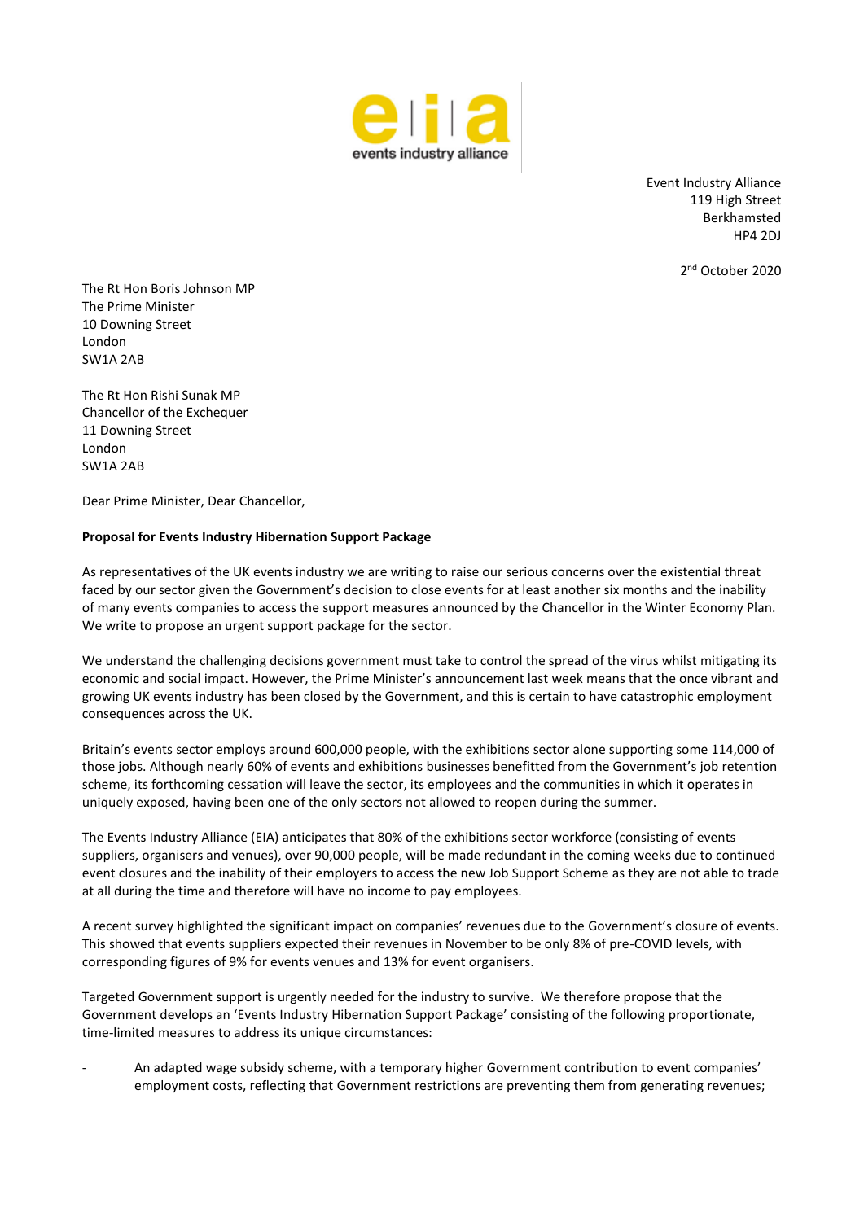Event Industry Alliance
119 High Street
Berkhamsted
HP4 2DJ

2nd October 2020

The Rt Hon Boris Johnson MP
The Prime Minister
10 Downing Street
London
SW1A 2AB

The Rt Hon Rishi Sunak MP
Chancellor of the Exchequer
11 Downing Street
London
SW1A 2AB

Dear Prime Minister, Dear Chancellor,

**Proposal for Events Industry Hibernation Support Package**

As representatives of the UK events industry we are writing to raise our serious concerns over the existential threat faced by our sector given the Government's decision to close events for at least another six months and the inability of many events companies to access the support measures announced by the Chancellor in the Winter Economy Plan. We write to propose an urgent support package for the sector.

We understand the challenging decisions government must take to control the spread of the virus whilst mitigating its economic and social impact. However, the Prime Minister's announcement last week means that the once vibrant and growing UK events industry has been closed by the Government, and this is certain to have catastrophic employment consequences across the UK.

Britain's events sector employs around 600,000 people, with the exhibitions sector alone supporting some 114,000 of those jobs. Although nearly 60% of events and exhibitions businesses benefitted from the Government's job retention scheme, its forthcoming cessation will leave the sector, its employees and the communities in which it operates in uniquely exposed, having been one of the only sectors not allowed to reopen during the summer.

The Events Industry Alliance (EIA) anticipates that 80% of the exhibitions sector workforce (consisting of events suppliers, organisers and venues), over 90,000 people, will be made redundant in the coming weeks due to continued event closures and the inability of their employers to access the new Job Support Scheme as they are not able to trade at all during the time and therefore will have no income to pay employees.

A recent survey highlighted the significant impact on companies' revenues due to the Government's closure of events. This showed that events suppliers expected their revenues in November to be only 8% of pre-COVID levels, with corresponding figures of 9% for events venues and 13% for event organisers.

Targeted Government support is urgently needed for the industry to survive. We therefore propose that the Government develops an 'Events Industry Hibernation Support Package' consisting of the following proportionate, time-limited measures to address its unique circumstances:

- An adapted wage subsidy scheme, with a temporary higher Government contribution to event companies' employment costs, reflecting that Government restrictions are preventing them from generating revenues;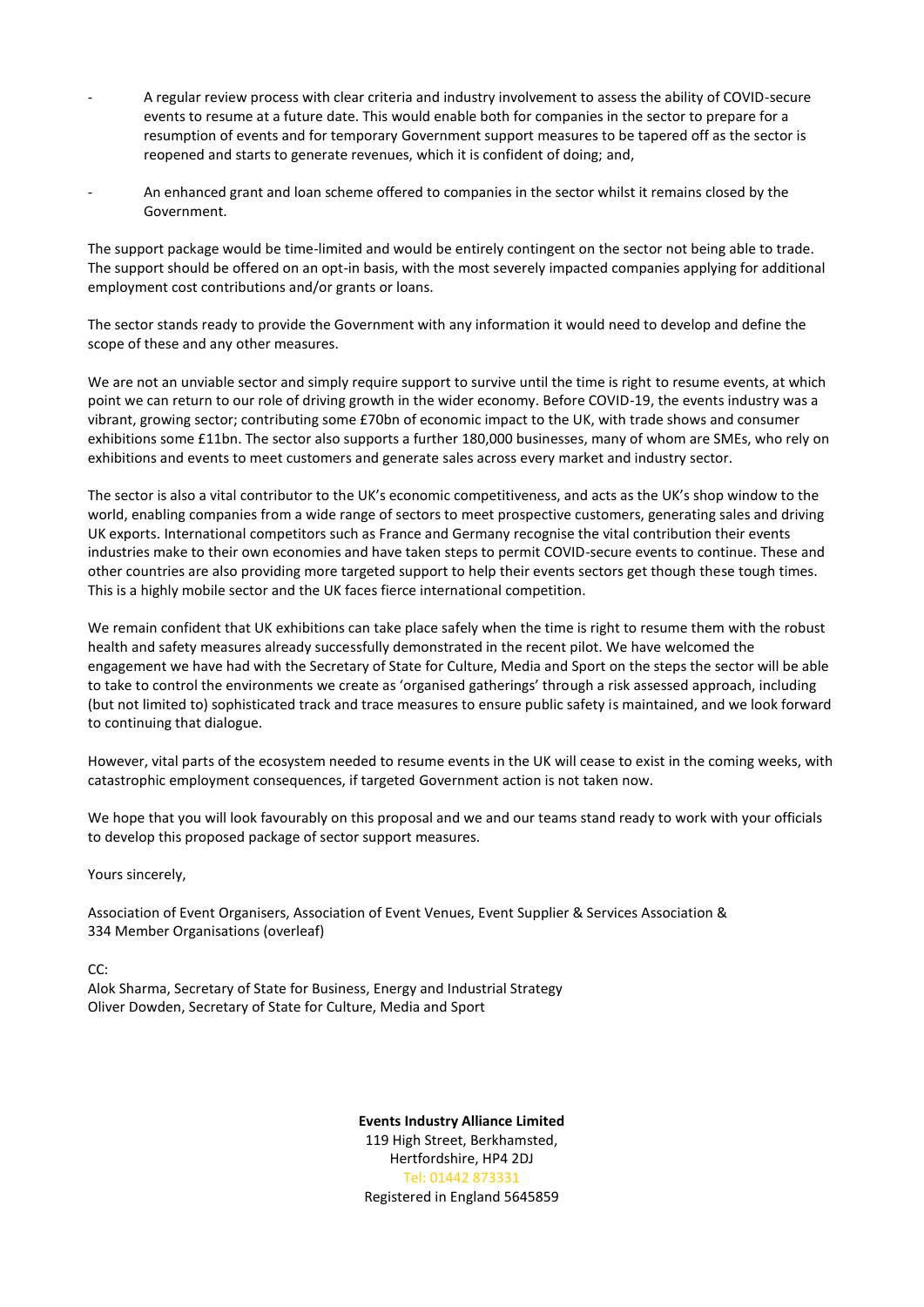- A regular review process with clear criteria and industry involvement to assess the ability of COVID-secure events to resume at a future date. This would enable both for companies in the sector to prepare for a resumption of events and for temporary Government support measures to be tapered off as the sector is reopened and starts to generate revenues, which it is confident of doing; and,
- An enhanced grant and loan scheme offered to companies in the sector whilst it remains closed by the Government.

The support package would be time-limited and would be entirely contingent on the sector not being able to trade. The support should be offered on an opt-in basis, with the most severely impacted companies applying for additional employment cost contributions and/or grants or loans.

The sector stands ready to provide the Government with any information it would need to develop and define the scope of these and any other measures.

We are not an unviable sector and simply require support to survive until the time is right to resume events, at which point we can return to our role of driving growth in the wider economy. Before COVID-19, the events industry was a vibrant, growing sector; contributing some £70bn of economic impact to the UK, with trade shows and consumer exhibitions some £11bn. The sector also supports a further 180,000 businesses, many of whom are SMEs, who rely on exhibitions and events to meet customers and generate sales across every market and industry sector.

The sector is also a vital contributor to the UK's economic competitiveness, and acts as the UK's shop window to the world, enabling companies from a wide range of sectors to meet prospective customers, generating sales and driving UK exports. International competitors such as France and Germany recognise the vital contribution their events industries make to their own economies and have taken steps to permit COVID-secure events to continue. These and other countries are also providing more targeted support to help their events sectors get though these tough times. This is a highly mobile sector and the UK faces fierce international competition.

We remain confident that UK exhibitions can take place safely when the time is right to resume them with the robust health and safety measures already successfully demonstrated in the recent pilot. We have welcomed the engagement we have had with the Secretary of State for Culture, Media and Sport on the steps the sector will be able to take to control the environments we create as 'organised gatherings' through a risk assessed approach, including (but not limited to) sophisticated track and trace measures to ensure public safety is maintained, and we look forward to continuing that dialogue.

However, vital parts of the ecosystem needed to resume events in the UK will cease to exist in the coming weeks, with catastrophic employment consequences, if targeted Government action is not taken now.

We hope that you will look favourably on this proposal and we and our teams stand ready to work with your officials to develop this proposed package of sector support measures.

Yours sincerely,

Association of Event Organisers, Association of Event Venues, Event Supplier & Services Association & 334 Member Organisations (overleaf)

CC:
Alok Sharma, Secretary of State for Business, Energy and Industrial Strategy
Oliver Dowden, Secretary of State for Culture, Media and Sport

**Events Industry Alliance Limited**
119 High Street, Berkhamsted,
Hertfordshire, HP4 2DJ
Tel: 01442 873331
Registered in England 5645859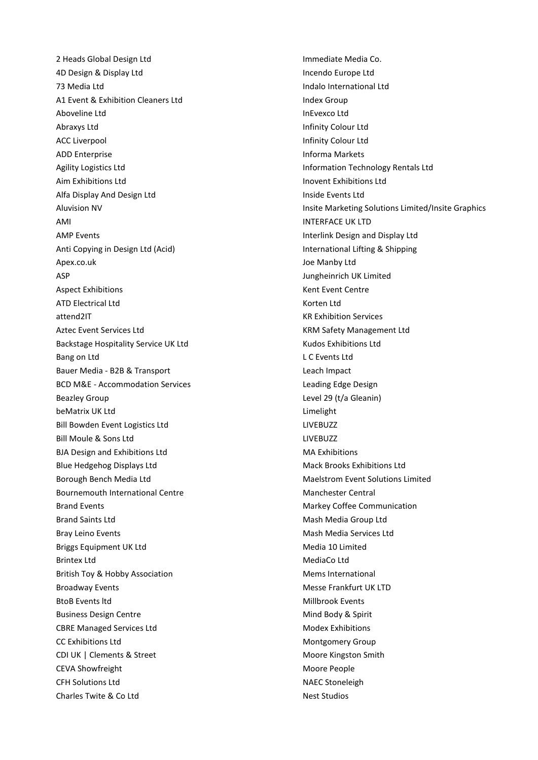2 Heads Global Design Ltd
4D Design & Display Ltd
73 Media Ltd
A1 Event & Exhibition Cleaners Ltd
Aboveline Ltd
Abraxys Ltd
ACC Liverpool
ADD Enterprise
Agility Logistics Ltd
Aim Exhibitions Ltd
Alfa Display And Design Ltd
Aluvision NV
AMI
AMP Events
Anti Copying in Design Ltd (Acid)
Apex.co.uk
ASP
Aspect Exhibitions
ATD Electrical Ltd
attend2IT
Aztec Event Services Ltd
Backstage Hospitality Service UK Ltd
Bang on Ltd
Bauer Media - B2B & Transport
BCD M&E - Accommodation Services
Beazley Group
beMatrix UK Ltd
Bill Bowden Event Logistics Ltd
Bill Moule & Sons Ltd
BJA Design and Exhibitions Ltd
Blue Hedgehog Displays Ltd
Borough Bench Media Ltd
Bournemouth International Centre
Brand Events
Brand Saints Ltd
Bray Leino Events
Briggs Equipment UK Ltd
Brintex Ltd
British Toy & Hobby Association
Broadway Events
BtoB Events ltd
Business Design Centre
CBRE Managed Services Ltd
CC Exhibitions Ltd
CDI UK | Clements & Street
CEVA Showfreight
CFH Solutions Ltd
Charles Twite & Co Ltd
Immediate Media Co.
Incendo Europe Ltd
Indalo International Ltd
Index Group
InEvexco Ltd
Infinity Colour Ltd
Infinity Colour Ltd
Informa Markets
Information Technology Rentals Ltd
Inovent Exhibitions Ltd
Inside Events Ltd
Insite Marketing Solutions Limited/Insite Graphics
INTERFACE UK LTD
Interlink Design and Display Ltd
International Lifting & Shipping
Joe Manby Ltd
Jungheinrich UK Limited
Kent Event Centre
Korten Ltd
KR Exhibition Services
KRM Safety Management Ltd
Kudos Exhibitions Ltd
L C Events Ltd
Leach Impact
Leading Edge Design
Level 29 (t/a Gleanin)
Limelight
LIVEBUZZ
LIVEBUZZ
MA Exhibitions
Mack Brooks Exhibitions Ltd
Maelstrom Event Solutions Limited
Manchester Central
Markey Coffee Communication
Mash Media Group Ltd
Mash Media Services Ltd
Media 10 Limited
MediaCo Ltd
Mems International
Messe Frankfurt UK LTD
Millbrook Events
Mind Body & Spirit
Modex Exhibitions
Montgomery Group
Moore Kingston Smith
Moore People
NAEC Stoneleigh
Nest Studios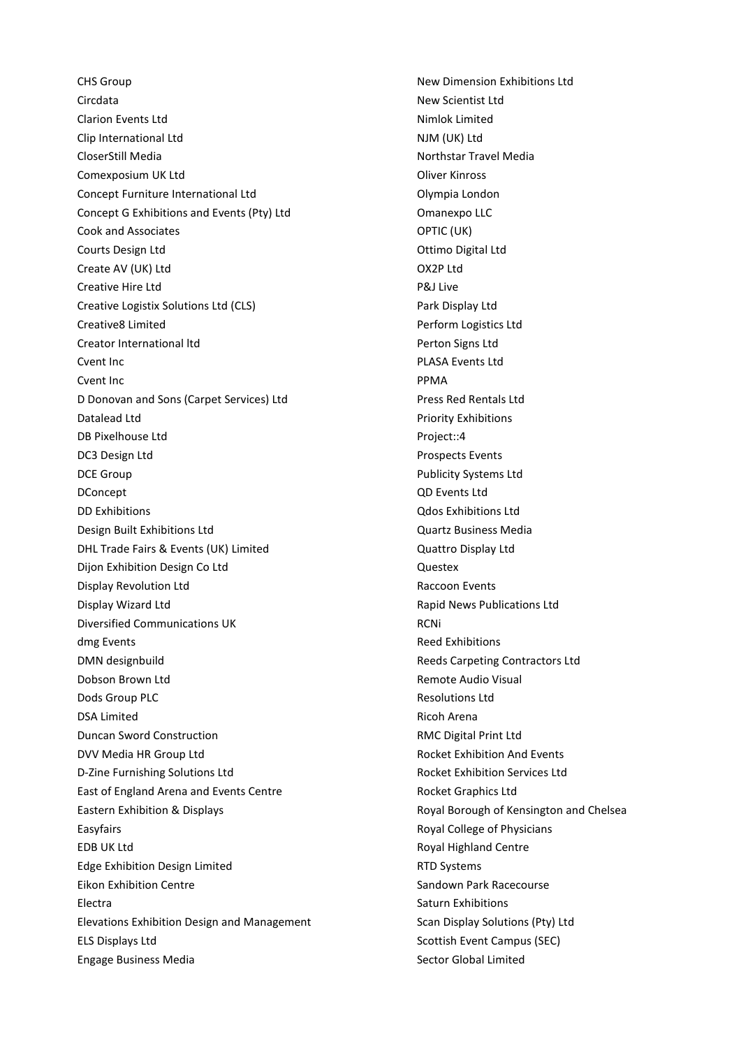CHS Group
Circdata
Clarion Events Ltd
Clip International Ltd
CloserStill Media
Comexposium UK Ltd
Concept Furniture International Ltd
Concept G Exhibitions and Events (Pty) Ltd
Cook and Associates
Courts Design Ltd
Create AV (UK) Ltd
Creative Hire Ltd
Creative Logistix Solutions Ltd (CLS)
Creative8 Limited
Creator International ltd
Cvent Inc
Cvent Inc
D Donovan and Sons (Carpet Services) Ltd
Datalead Ltd
DB Pixelhouse Ltd
DC3 Design Ltd
DCE Group
DConcept
DD Exhibitions
Design Built Exhibitions Ltd
DHL Trade Fairs & Events (UK) Limited
Dijon Exhibition Design Co Ltd
Display Revolution Ltd
Display Wizard Ltd
Diversified Communications UK
dmg Events
DMN designbuild
Dobson Brown Ltd
Dods Group PLC
DSA Limited
Duncan Sword Construction
DVV Media HR Group Ltd
D-Zine Furnishing Solutions Ltd
East of England Arena and Events Centre
Eastern Exhibition & Displays
Easyfairs
EDB UK Ltd
Edge Exhibition Design Limited
Eikon Exhibition Centre
Electra
Elevations Exhibition Design and Management
ELS Displays Ltd
Engage Business Media
New Dimension Exhibitions Ltd
New Scientist Ltd
Nimlok Limited
NJM (UK) Ltd
Northstar Travel Media
Oliver Kinross
Olympia London
Omanexpo LLC
OPTIC (UK)
Ottimo Digital Ltd
OX2P Ltd
P&J Live
Park Display Ltd
Perform Logistics Ltd
Perton Signs Ltd
PLASA Events Ltd
PPMA
Press Red Rentals Ltd
Priority Exhibitions
Project::4
Prospects Events
Publicity Systems Ltd
QD Events Ltd
Qdos Exhibitions Ltd
Quartz Business Media
Quattro Display Ltd
Questex
Raccoon Events
Rapid News Publications Ltd
RCNi
Reed Exhibitions
Reeds Carpeting Contractors Ltd
Remote Audio Visual
Resolutions Ltd
Ricoh Arena
RMC Digital Print Ltd
Rocket Exhibition And Events
Rocket Exhibition Services Ltd
Rocket Graphics Ltd
Royal Borough of Kensington and Chelsea
Royal College of Physicians
Royal Highland Centre
RTD Systems
Sandown Park Racecourse
Saturn Exhibitions
Scan Display Solutions (Pty) Ltd
Scottish Event Campus (SEC)
Sector Global Limited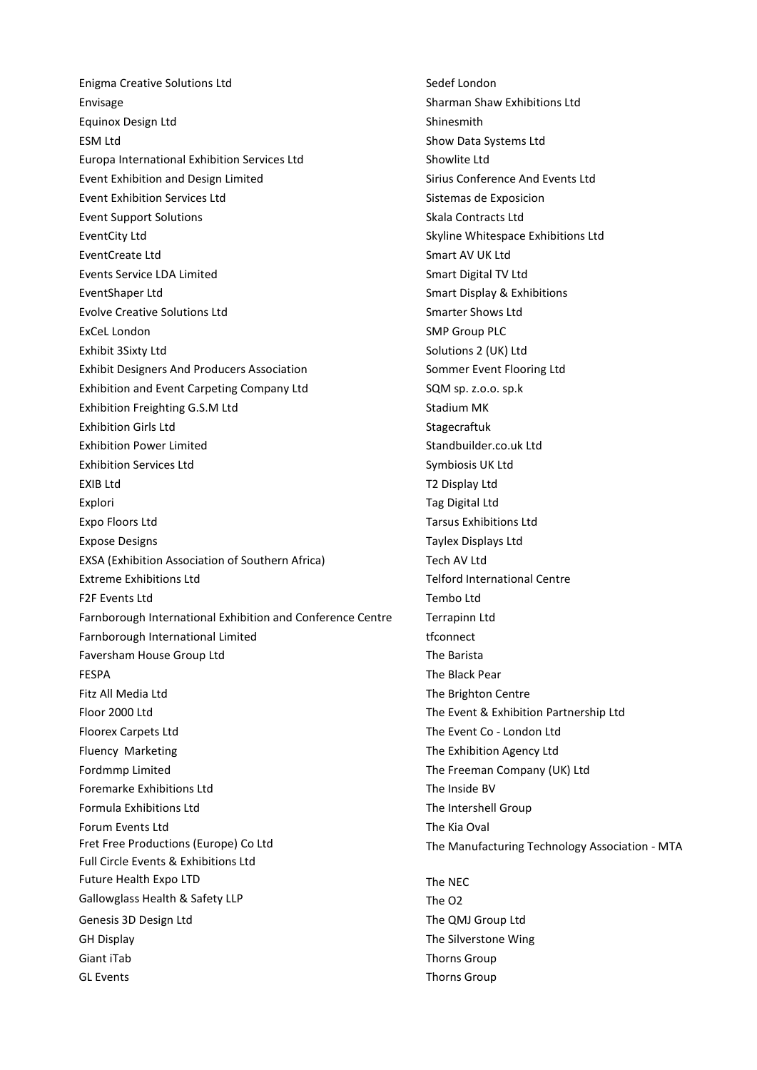Enigma Creative Solutions Ltd
Envisage
Equinox Design Ltd
ESM Ltd
Europa International Exhibition Services Ltd
Event Exhibition and Design Limited
Event Exhibition Services Ltd
Event Support Solutions
EventCity Ltd
EventCreate Ltd
Events Service LDA Limited
EventShaper Ltd
Evolve Creative Solutions Ltd
ExCeL London
Exhibit 3Sixty Ltd
Exhibit Designers And Producers Association
Exhibition and Event Carpeting Company Ltd
Exhibition Freighting G.S.M Ltd
Exhibition Girls Ltd
Exhibition Power Limited
Exhibition Services Ltd
EXIB Ltd
Explori
Expo Floors Ltd
Expose Designs
EXSA (Exhibition Association of Southern Africa)
Extreme Exhibitions Ltd
F2F Events Ltd
Farnborough International Exhibition and Conference Centre
Farnborough International Limited
Faversham House Group Ltd
FESPA
Fitz All Media Ltd
Floor 2000 Ltd
Floorex Carpets Ltd
Fluency Marketing
Fordmmp Limited
Foremarke Exhibitions Ltd
Formula Exhibitions Ltd
Forum Events Ltd
Fret Free Productions (Europe) Co Ltd
Full Circle Events & Exhibitions Ltd
Future Health Expo LTD
Gallowglass Health & Safety LLP
Genesis 3D Design Ltd
GH Display
Giant iTab
GL Events

Sedef London
Sharman Shaw Exhibitions Ltd
Shinesmith
Show Data Systems Ltd
Showlite Ltd
Sirius Conference And Events Ltd
Sistemas de Exposicion
Skala Contracts Ltd
Skyline Whitespace Exhibitions Ltd
Smart AV UK Ltd
Smart Digital TV Ltd
Smart Display & Exhibitions
Smarter Shows Ltd
SMP Group PLC
Solutions 2 (UK) Ltd
Sommer Event Flooring Ltd
SQM sp. z.o.o. sp.k
Stadium MK
Stagecraftuk
Standbuilder.co.uk Ltd
Symbiosis UK Ltd
T2 Display Ltd
Tag Digital Ltd
Tarsus Exhibitions Ltd
Taylex Displays Ltd
Tech AV Ltd
Telford International Centre
Tembo Ltd
Terrapinn Ltd
tfconnect
The Barista
The Black Pear
The Brighton Centre
The Event & Exhibition Partnership Ltd
The Event Co - London Ltd
The Exhibition Agency Ltd
The Freeman Company (UK) Ltd
The Inside BV
The Intershell Group
The Kia Oval
The Manufacturing Technology Association - MTA
The NEC
The O2
The QMJ Group Ltd
The Silverstone Wing
Thorns Group
Thorns Group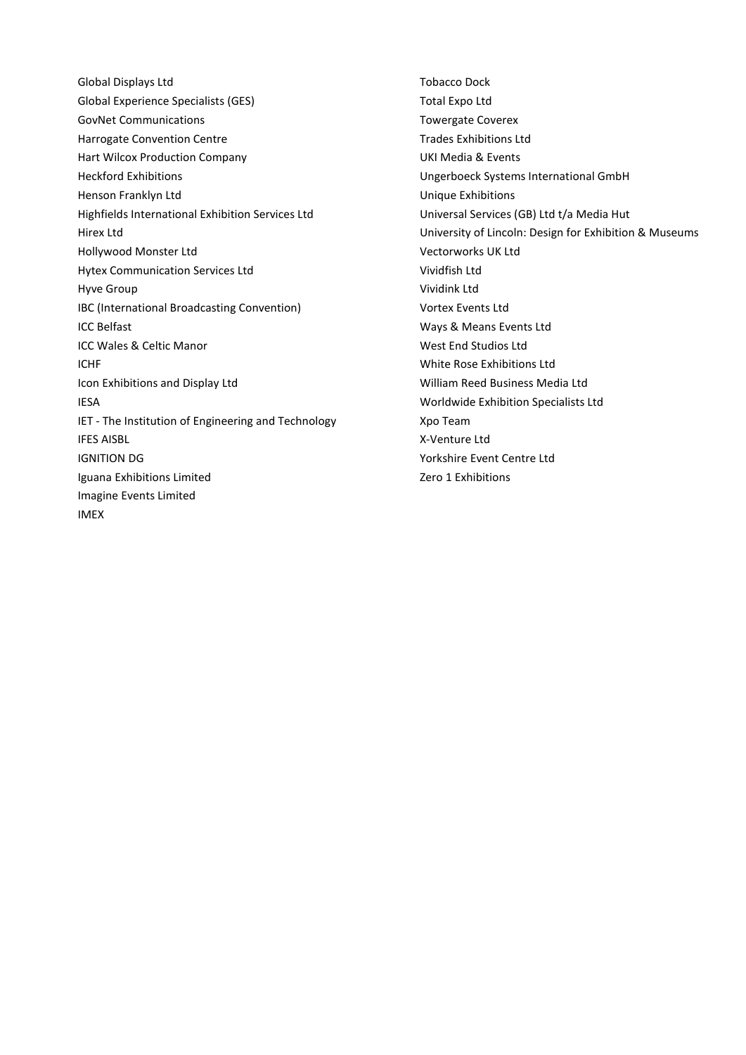Global Displays Ltd
Global Experience Specialists (GES)
GovNet Communications
Harrogate Convention Centre
Hart Wilcox Production Company
Heckford Exhibitions
Henson Franklyn Ltd
Highfields International Exhibition Services Ltd
Hirex Ltd
Hollywood Monster Ltd
Hytex Communication Services Ltd
Hyve Group
IBC (International Broadcasting Convention)
ICC Belfast
ICC Wales & Celtic Manor
ICHF
Icon Exhibitions and Display Ltd
IESA
IET - The Institution of Engineering and Technology
IFES AISBL
IGNITION DG
Iguana Exhibitions Limited
Imagine Events Limited
IMEX
Tobacco Dock
Total Expo Ltd
Towergate Coverex
Trades Exhibitions Ltd
UKI Media & Events
Ungerboeck Systems International GmbH
Unique Exhibitions
Universal Services (GB) Ltd t/a Media Hut
University of Lincoln: Design for Exhibition & Museums
Vectorworks UK Ltd
Vividfish Ltd
Vividink Ltd
Vortex Events Ltd
Ways & Means Events Ltd
West End Studios Ltd
White Rose Exhibitions Ltd
William Reed Business Media Ltd
Worldwide Exhibition Specialists Ltd
Xpo Team
X-Venture Ltd
Yorkshire Event Centre Ltd
Zero 1 Exhibitions